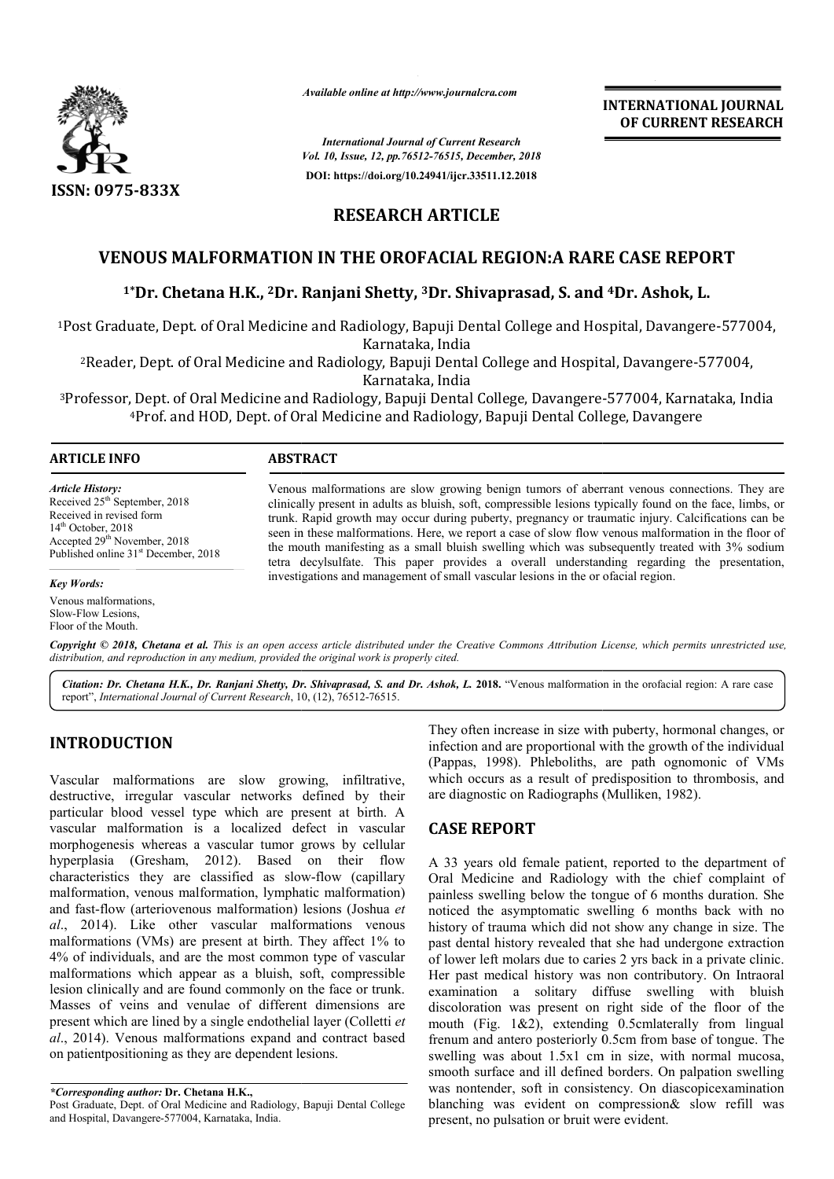*Available online at http://www.journalcra.com*

*International Journal of Current Research*
*Vol. 10, Issue, 12, pp.76512-76515, December, 2018*

**DOI: https://doi.org/10.24941/ijcr.33511.12.2018**

**INTERNATIONAL JOURNAL OF CURRENT RESEARCH**

**ISSN: 0975-833X**

# RESEARCH ARTICLE

## VENOUS MALFORMATION IN THE OROFACIAL REGION:A RARE CASE REPORT

**[1*]Dr. Chetana H.K., [2]Dr. Ranjani Shetty, [3]Dr. Shivaprasad, S. and [4]Dr. Ashok, L.**

[1]Post Graduate, Dept. of Oral Medicine and Radiology, Bapuji Dental College and Hospital, Davangere-577004, Karnataka, India

[2]Reader, Dept. of Oral Medicine and Radiology, Bapuji Dental College and Hospital, Davangere-577004, Karnataka, India

[3]Professor, Dept. of Oral Medicine and Radiology, Bapuji Dental College, Davangere-577004, Karnataka, India

[4]Prof. and HOD, Dept. of Oral Medicine and Radiology, Bapuji Dental College, Davangere

### ARTICLE INFO

***Article History:***

Received 25[th] September, 2018
Received in revised form
14[th] October, 2018
Accepted 29[th] November, 2018
Published online 31[st] December, 2018

***Key Words:***

Venous malformations,
Slow-Flow Lesions,
Floor of the Mouth.

### ABSTRACT

Venous malformations are slow growing benign tumors of aberrant venous connections. They are clinically present in adults as bluish, soft, compressible lesions typically found on the face, limbs, or trunk. Rapid growth may occur during puberty, pregnancy or traumatic injury. Calcifications can be seen in these malformations. Here, we report a case of slow flow venous malformation in the floor of the mouth manifesting as a small bluish swelling which was subsequently treated with 3% sodium tetra decylsulfate. This paper provides a overall understanding regarding the presentation, investigations and management of small vascular lesions in the or ofacial region.

*Copyright © 2018, Chetana et al. This is an open access article distributed under the Creative Commons Attribution License, which permits unrestricted use, distribution, and reproduction in any medium, provided the original work is properly cited.*

***Citation: Dr. Chetana H.K., Dr. Ranjani Shetty, Dr. Shivaprasad, S. and Dr. Ashok, L. 2018.*** "Venous malformation in the orofacial region: A rare case report", *International Journal of Current Research*, 10, (12), 76512-76515.

## INTRODUCTION

Vascular malformations are slow growing, infiltrative, destructive, irregular vascular networks defined by their particular blood vessel type which are present at birth. A vascular malformation is a localized defect in vascular morphogenesis whereas a vascular tumor grows by cellular hyperplasia (Gresham, 2012). Based on their flow characteristics they are classified as slow-flow (capillary malformation, venous malformation, lymphatic malformation) and fast-flow (arteriovenous malformation) lesions (Joshua *et al*., 2014). Like other vascular malformations venous malformations (VMs) are present at birth. They affect 1% to 4% of individuals, and are the most common type of vascular malformations which appear as a bluish, soft, compressible lesion clinically and are found commonly on the face or trunk. Masses of veins and venulae of different dimensions are present which are lined by a single endothelial layer (Colletti *et al*., 2014). Venous malformations expand and contract based on patientpositioning as they are dependent lesions.

They often increase in size with puberty, hormonal changes, or infection and are proportional with the growth of the individual (Pappas, 1998). Phleboliths, are path ognomonic of VMs which occurs as a result of predisposition to thrombosis, and are diagnostic on Radiographs (Mulliken, 1982).

## CASE REPORT

A 33 years old female patient, reported to the department of Oral Medicine and Radiology with the chief complaint of painless swelling below the tongue of 6 months duration. She noticed the asymptomatic swelling 6 months back with no history of trauma which did not show any change in size. The past dental history revealed that she had undergone extraction of lower left molars due to caries 2 yrs back in a private clinic. Her past medical history was non contributory. On Intraoral examination a solitary diffuse swelling with bluish discoloration was present on right side of the floor of the mouth (Fig. 1&2), extending 0.5cmlaterally from lingual frenum and antero posteriorly 0.5cm from base of tongue. The swelling was about 1.5x1 cm in size, with normal mucosa, smooth surface and ill defined borders. On palpation swelling was nontender, soft in consistency. On diascopicexamination blanching was evident on compression& slow refill was present, no pulsation or bruit were evident.

---

**\*Corresponding author: Dr. Chetana H.K.,**
Post Graduate, Dept. of Oral Medicine and Radiology, Bapuji Dental College and Hospital, Davangere-577004, Karnataka, India.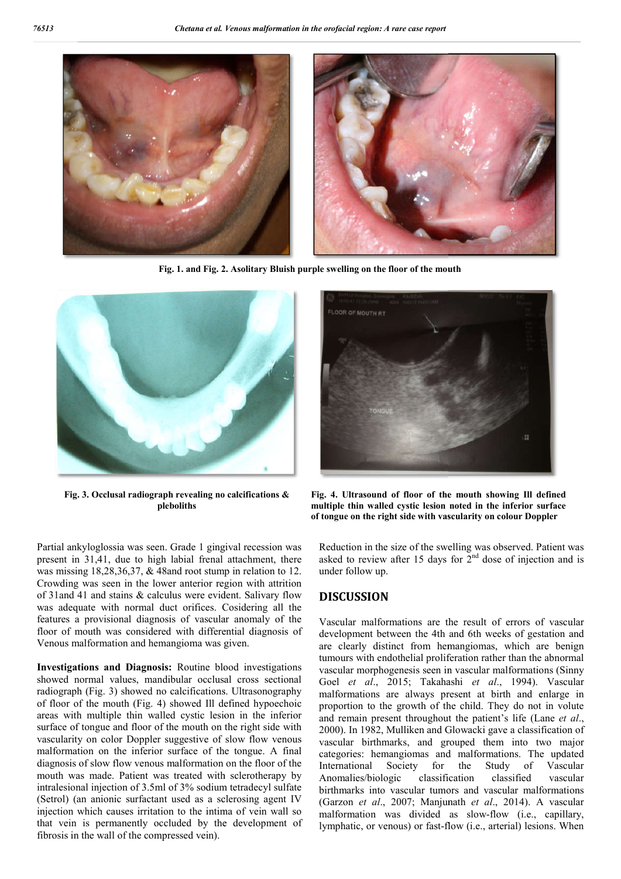Fig. 1. and Fig. 2. Asolitary Bluish purple swelling on the floor of the mouth

Fig. 3. Occlusal radiograph revealing no calcifications & plebolиths

Fig. 4. Ultrasound of floor of the mouth showing Ill defined multiple thin walled cystic lesion noted in the inferior surface of tongue on the right side with vascularity on colour Doppler

Partial ankyloglossia was seen. Grade 1 gingival recession was present in 31,41, due to high labial frenal attachment, there was missing 18,28,36,37, & 48and root stump in relation to 12. Crowding was seen in the lower anterior region with attrition of 31and 41 and stains & calculus were evident. Salivary flow was adequate with normal duct orifices. Cosidering all the features a provisional diagnosis of vascular anomaly of the floor of mouth was considered with differential diagnosis of Venous malformation and hemangioma was given.

**Investigations and Diagnosis:** Routine blood investigations showed normal values, mandibular occlusal cross sectional radiograph (Fig. 3) showed no calcifications. Ultrasonography of floor of the mouth (Fig. 4) showed Ill defined hypoechoic areas with multiple thin walled cystic lesion in the inferior surface of tongue and floor of the mouth on the right side with vascularity on color Doppler suggestive of slow flow venous malformation on the inferior surface of the tongue. A final diagnosis of slow flow venous malformation on the floor of the mouth was made. Patient was treated with sclerotherapy by intralesional injection of 3.5ml of 3% sodium tetradecyl sulfate (Setrol) (an anionic surfactant used as a sclerosing agent IV injection which causes irritation to the intima of vein wall so that vein is permanently occluded by the development of fibrosis in the wall of the compressed vein).

Reduction in the size of the swelling was observed. Patient was asked to review after 15 days for 2nd dose of injection and is under follow up.

## DISCUSSION

Vascular malformations are the result of errors of vascular development between the 4th and 6th weeks of gestation and are clearly distinct from hemangiomas, which are benign tumours with endothelial proliferation rather than the abnormal vascular morphogenesis seen in vascular malformations (Sinny Goel *et al*., 2015; Takahashi *et al*., 1994). Vascular malformations are always present at birth and enlarge in proportion to the growth of the child. They do not in volute and remain present throughout the patient's life (Lane *et al*., 2000). In 1982, Mulliken and Glowacki gave a classification of vascular birthmarks, and grouped them into two major categories: hemangiomas and malformations. The updated International Society for the Study of Vascular Anomalies/biologic classification classified vascular birthmarks into vascular tumors and vascular malformations (Garzon *et al*., 2007; Manjunath *et al*., 2014). A vascular malformation was divided as slow-flow (i.e., capillary, lymphatic, or venous) or fast-flow (i.e., arterial) lesions. When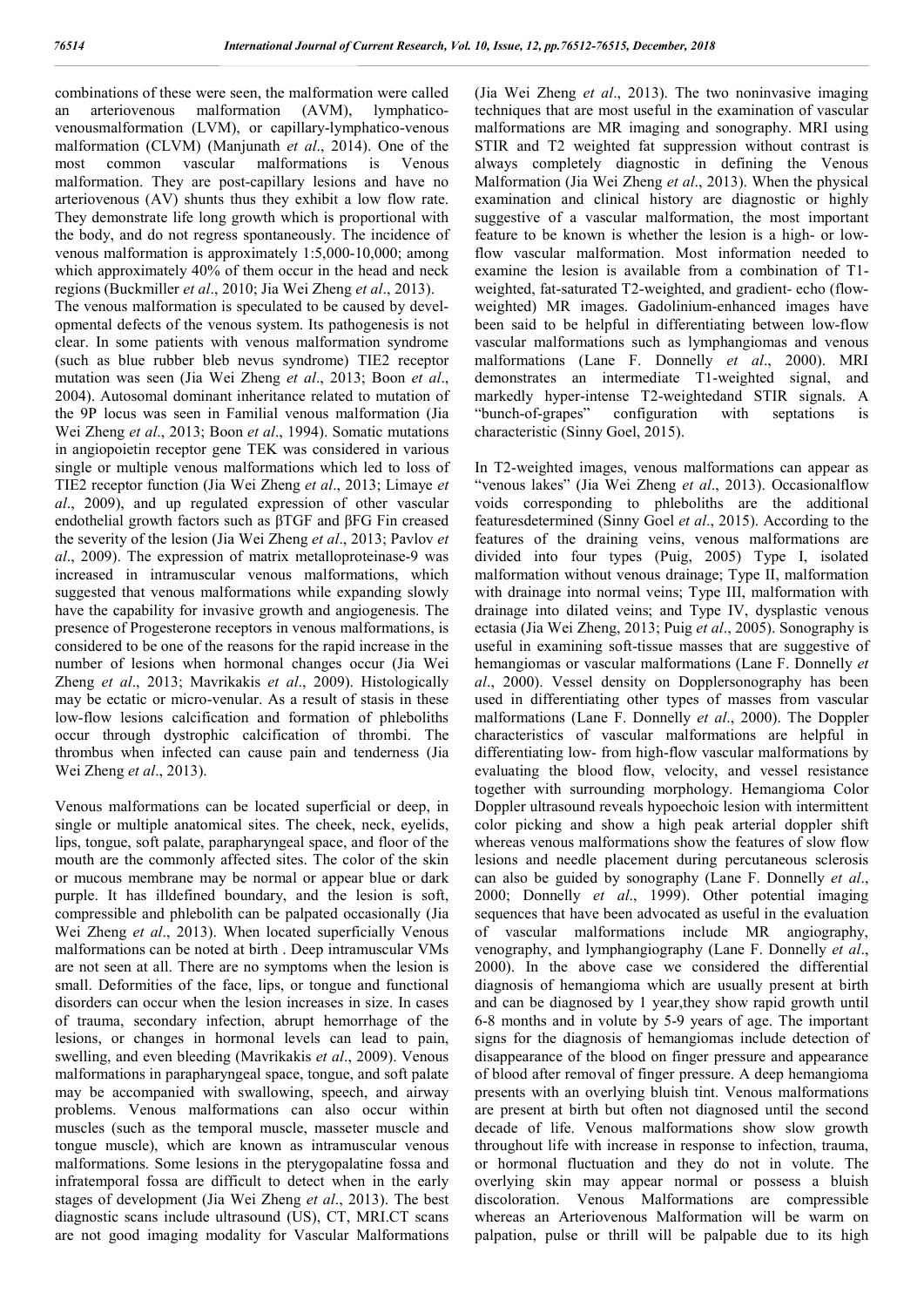combinations of these were seen, the malformation were called an arteriovenous malformation (AVM), lymphatico-venousmalformation (LVM), or capillary-lymphatico-venous malformation (CLVM) (Manjunath *et al*., 2014). One of the most common vascular malformations is Venous malformation. They are post-capillary lesions and have no arteriovenous (AV) shunts thus they exhibit a low flow rate. They demonstrate life long growth which is proportional with the body, and do not regress spontaneously. The incidence of venous malformation is approximately 1:5,000-10,000; among which approximately 40% of them occur in the head and neck regions (Buckmiller *et al*., 2010; Jia Wei Zheng *et al*., 2013).

The venous malformation is speculated to be caused by developmental defects of the venous system. Its pathogenesis is not clear. In some patients with venous malformation syndrome (such as blue rubber bleb nevus syndrome) TIE2 receptor mutation was seen (Jia Wei Zheng *et al*., 2013; Boon *et al*., 2004). Autosomal dominant inheritance related to mutation of the 9P locus was seen in Familial venous malformation (Jia Wei Zheng *et al*., 2013; Boon *et al*., 1994). Somatic mutations in angiopoietin receptor gene TEK was considered in various single or multiple venous malformations which led to loss of TIE2 receptor function (Jia Wei Zheng *et al*., 2013; Limaye *et al*., 2009), and up regulated expression of other vascular endothelial growth factors such as βTGF and βFG Fin creased the severity of the lesion (Jia Wei Zheng *et al*., 2013; Pavlov *et al*., 2009). The expression of matrix metalloproteinase-9 was increased in intramuscular venous malformations, which suggested that venous malformations while expanding slowly have the capability for invasive growth and angiogenesis. The presence of Progesterone receptors in venous malformations, is considered to be one of the reasons for the rapid increase in the number of lesions when hormonal changes occur (Jia Wei Zheng *et al*., 2013; Mavrikakis *et al*., 2009). Histologically may be ectatic or micro-venular. As a result of stasis in these low-flow lesions calcification and formation of phleboliths occur through dystrophic calcification of thrombi. The thrombus when infected can cause pain and tenderness (Jia Wei Zheng *et al*., 2013).

Venous malformations can be located superficial or deep, in single or multiple anatomical sites. The cheek, neck, eyelids, lips, tongue, soft palate, parapharyngeal space, and floor of the mouth are the commonly affected sites. The color of the skin or mucous membrane may be normal or appear blue or dark purple. It has illdefined boundary, and the lesion is soft, compressible and phlebolith can be palpated occasionally (Jia Wei Zheng *et al*., 2013). When located superficially Venous malformations can be noted at birth . Deep intramuscular VMs are not seen at all. There are no symptoms when the lesion is small. Deformities of the face, lips, or tongue and functional disorders can occur when the lesion increases in size. In cases of trauma, secondary infection, abrupt hemorrhage of the lesions, or changes in hormonal levels can lead to pain, swelling, and even bleeding (Mavrikakis *et al*., 2009). Venous malformations in parapharyngeal space, tongue, and soft palate may be accompanied with swallowing, speech, and airway problems. Venous malformations can also occur within muscles (such as the temporal muscle, masseter muscle and tongue muscle), which are known as intramuscular venous malformations. Some lesions in the pterygopalatine fossa and infratemporal fossa are difficult to detect when in the early stages of development (Jia Wei Zheng *et al*., 2013). The best diagnostic scans include ultrasound (US), CT, MRI.CT scans are not good imaging modality for Vascular Malformations (Jia Wei Zheng *et al*., 2013). The two noninvasive imaging techniques that are most useful in the examination of vascular malformations are MR imaging and sonography. MRI using STIR and T2 weighted fat suppression without contrast is always completely diagnostic in defining the Venous Malformation (Jia Wei Zheng *et al*., 2013). When the physical examination and clinical history are diagnostic or highly suggestive of a vascular malformation, the most important feature to be known is whether the lesion is a high- or low-flow vascular malformation. Most information needed to examine the lesion is available from a combination of T1-weighted, fat-saturated T2-weighted, and gradient- echo (flow-weighted) MR images. Gadolinium-enhanced images have been said to be helpful in differentiating between low-flow vascular malformations such as lymphangiomas and venous malformations (Lane F. Donnelly *et al*., 2000). MRI demonstrates an intermediate T1-weighted signal, and markedly hyper-intense T2-weightedand STIR signals. A "bunch-of-grapes" configuration with septations is characteristic (Sinny Goel, 2015).

In T2-weighted images, venous malformations can appear as "venous lakes" (Jia Wei Zheng *et al*., 2013). Occasionalflow voids corresponding to phleboliths are the additional featuresdetermined (Sinny Goel *et al*., 2015). According to the features of the draining veins, venous malformations are divided into four types (Puig, 2005) Type I, isolated malformation without venous drainage; Type II, malformation with drainage into normal veins; Type III, malformation with drainage into dilated veins; and Type IV, dysplastic venous ectasia (Jia Wei Zheng, 2013; Puig *et al*., 2005). Sonography is useful in examining soft-tissue masses that are suggestive of hemangiomas or vascular malformations (Lane F. Donnelly *et al*., 2000). Vessel density on Dopplersonography has been used in differentiating other types of masses from vascular malformations (Lane F. Donnelly *et al*., 2000). The Doppler characteristics of vascular malformations are helpful in differentiating low- from high-flow vascular malformations by evaluating the blood flow, velocity, and vessel resistance together with surrounding morphology. Hemangioma Color Doppler ultrasound reveals hypoechoic lesion with intermittent color picking and show a high peak arterial doppler shift whereas venous malformations show the features of slow flow lesions and needle placement during percutaneous sclerosis can also be guided by sonography (Lane F. Donnelly *et al*., 2000; Donnelly *et al*., 1999). Other potential imaging sequences that have been advocated as useful in the evaluation of vascular malformations include MR angiography, venography, and lymphangiography (Lane F. Donnelly *et al*., 2000). In the above case we considered the differential diagnosis of hemangioma which are usually present at birth and can be diagnosed by 1 year,they show rapid growth until 6-8 months and in volute by 5-9 years of age. The important signs for the diagnosis of hemangiomas include detection of disappearance of the blood on finger pressure and appearance of blood after removal of finger pressure. A deep hemangioma presents with an overlying bluish tint. Venous malformations are present at birth but often not diagnosed until the second decade of life. Venous malformations show slow growth throughout life with increase in response to infection, trauma, or hormonal fluctuation and they do not in volute. The overlying skin may appear normal or possess a bluish discoloration. Venous Malformations are compressible whereas an Arteriovenous Malformation will be warm on palpation, pulse or thrill will be palpable due to its high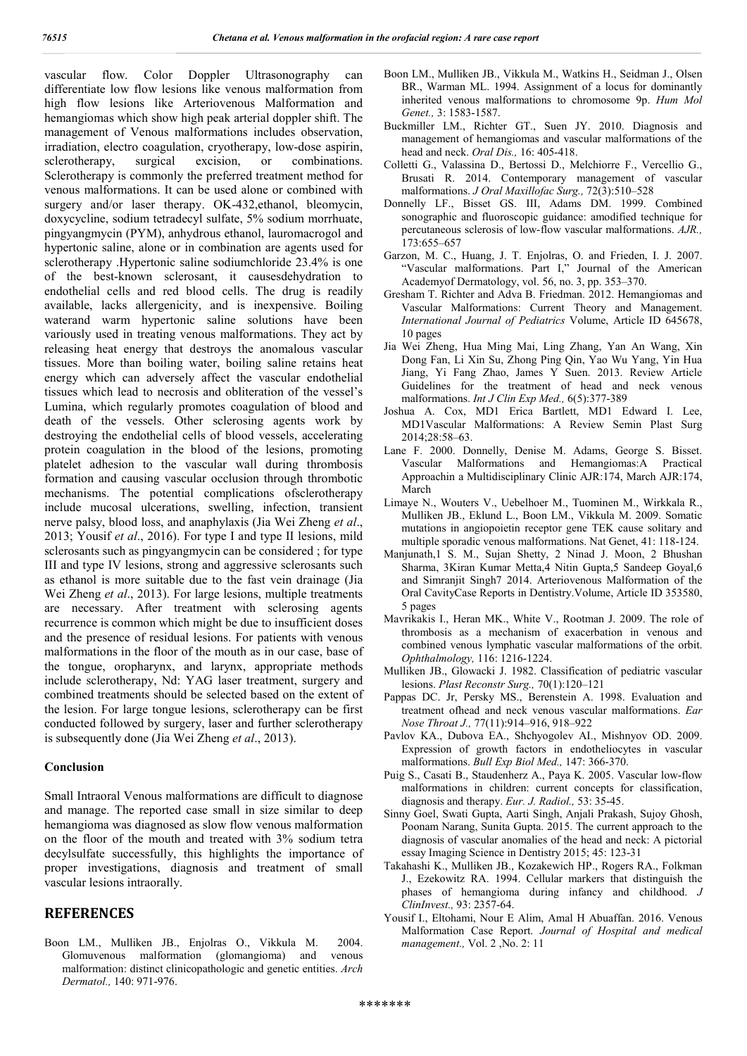vascular flow. Color Doppler Ultrasonography can differentiate low flow lesions like venous malformation from high flow lesions like Arteriovenous Malformation and hemangiomas which show high peak arterial doppler shift. The management of Venous malformations includes observation, irradiation, electro coagulation, cryotherapy, low-dose aspirin, sclerotherapy, surgical excision, or combinations. Sclerotherapy is commonly the preferred treatment method for venous malformations. It can be used alone or combined with surgery and/or laser therapy. OK-432,ethanol, bleomycin, doxycycline, sodium tetradecyl sulfate, 5% sodium morrhuate, pingyangmycin (PYM), anhydrous ethanol, lauromacrogol and hypertonic saline, alone or in combination are agents used for sclerotherapy .Hypertonic saline sodiumchloride 23.4% is one of the best-known sclerosant, it causesdehydration to endothelial cells and red blood cells. The drug is readily available, lacks allergenicity, and is inexpensive. Boiling waterand warm hypertonic saline solutions have been variously used in treating venous malformations. They act by releasing heat energy that destroys the anomalous vascular tissues. More than boiling water, boiling saline retains heat energy which can adversely affect the vascular endothelial tissues which lead to necrosis and obliteration of the vessel's Lumina, which regularly promotes coagulation of blood and death of the vessels. Other sclerosing agents work by destroying the endothelial cells of blood vessels, accelerating protein coagulation in the blood of the lesions, promoting platelet adhesion to the vascular wall during thrombosis formation and causing vascular occlusion through thrombotic mechanisms. The potential complications ofsclerotherapy include mucosal ulcerations, swelling, infection, transient nerve palsy, blood loss, and anaphylaxis (Jia Wei Zheng *et al*., 2013; Yousif *et al*., 2016). For type I and type II lesions, mild sclerosants such as pingyangmycin can be considered ; for type III and type IV lesions, strong and aggressive sclerosants such as ethanol is more suitable due to the fast vein drainage (Jia Wei Zheng *et al*., 2013). For large lesions, multiple treatments are necessary. After treatment with sclerosing agents recurrence is common which might be due to insufficient doses and the presence of residual lesions. For patients with venous malformations in the floor of the mouth as in our case, base of the tongue, oropharynx, and larynx, appropriate methods include sclerotherapy, Nd: YAG laser treatment, surgery and combined treatments should be selected based on the extent of the lesion. For large tongue lesions, sclerotherapy can be first conducted followed by surgery, laser and further sclerotherapy is subsequently done (Jia Wei Zheng *et al*., 2013).

### Conclusion

Small Intraoral Venous malformations are difficult to diagnose and manage. The reported case small in size similar to deep hemangioma was diagnosed as slow flow venous malformation on the floor of the mouth and treated with 3% sodium tetra decylsulfate successfully, this highlights the importance of proper investigations, diagnosis and treatment of small vascular lesions intraorally.

## REFERENCES

Boon LM., Mulliken JB., Enjolras O., Vikkula M. 2004. Glomuvenous malformation (glomangioma) and venous malformation: distinct clinicopathologic and genetic entities. *Arch Dermatol.,* 140: 971-976.

Boon LM., Mulliken JB., Vikkula M., Watkins H., Seidman J., Olsen BR., Warman ML. 1994. Assignment of a locus for dominantly inherited venous malformations to chromosome 9p. *Hum Mol Genet.,* 3: 1583-1587.

Buckmiller LM., Richter GT., Suen JY. 2010. Diagnosis and management of hemangiomas and vascular malformations of the head and neck. *Oral Dis.,* 16: 405-418.

Colletti G., Valassina D., Bertossi D., Melchiorre F., Vercellio G., Brusati R. 2014. Contemporary management of vascular malformations. *J Oral Maxillofac Surg.,* 72(3):510–528

Donnelly LF., Bisset GS. III, Adams DM. 1999. Combined sonographic and fluoroscopic guidance: amodified technique for percutaneous sclerosis of low-flow vascular malformations. *AJR.,* 173:655–657

Garzon, M. C., Huang, J. T. Enjolras, O. and Frieden, I. J. 2007. "Vascular malformations. Part I," Journal of the American Academyof Dermatology, vol. 56, no. 3, pp. 353–370.

Gresham T. Richter and Adva B. Friedman. 2012. Hemangiomas and Vascular Malformations: Current Theory and Management. *International Journal of Pediatrics* Volume, Article ID 645678, 10 pages

Jia Wei Zheng, Hua Ming Mai, Ling Zhang, Yan An Wang, Xin Dong Fan, Li Xin Su, Zhong Ping Qin, Yao Wu Yang, Yin Hua Jiang, Yi Fang Zhao, James Y Suen. 2013. Review Article Guidelines for the treatment of head and neck venous malformations. *Int J Clin Exp Med.,* 6(5):377-389

Joshua A. Cox, MD1 Erica Bartlett, MD1 Edward I. Lee, MD1Vascular Malformations: A Review Semin Plast Surg 2014;28:58–63.

Lane F. 2000. Donnelly, Denise M. Adams, George S. Bisset. Vascular Malformations and Hemangiomas:A Practical Approachin a Multidisciplinary Clinic AJR:174, March AJR:174, March

Limaye N., Wouters V., Uebelhoer M., Tuominen M., Wirkkala R., Mulliken JB., Eklund L., Boon LM., Vikkula M. 2009. Somatic mutations in angiopoietin receptor gene TEK cause solitary and multiple sporadic venous malformations. Nat Genet, 41: 118-124.

Manjunath,1 S. M., Sujan Shetty, 2 Ninad J. Moon, 2 Bhushan Sharma, 3Kiran Kumar Metta,4 Nitin Gupta,5 Sandeep Goyal,6 and Simranjit Singh7 2014. Arteriovenous Malformation of the Oral CavityCase Reports in Dentistry.Volume, Article ID 353580, 5 pages

Mavrikakis I., Heran MK., White V., Rootman J. 2009. The role of thrombosis as a mechanism of exacerbation in venous and combined venous lymphatic vascular malformations of the orbit. *Ophthalmology,* 116: 1216-1224.

Mulliken JB., Glowacki J. 1982. Classification of pediatric vascular lesions. *Plast Reconstr Surg.,* 70(1):120–121

Pappas DC. Jr, Persky MS., Berenstein A. 1998. Evaluation and treatment ofhead and neck venous vascular malformations. *Ear Nose Throat J.,* 77(11):914–916, 918–922

Pavlov KA., Dubova EA., Shchyogolev AI., Mishnyov OD. 2009. Expression of growth factors in endotheliocytes in vascular malformations. *Bull Exp Biol Med.,* 147: 366-370.

Puig S., Casati B., Staudenherz A., Paya K. 2005. Vascular low-flow malformations in children: current concepts for classification, diagnosis and therapy. *Eur. J. Radiol.,* 53: 35-45.

Sinny Goel, Swati Gupta, Aarti Singh, Anjali Prakash, Sujoy Ghosh, Poonam Narang, Sunita Gupta. 2015. The current approach to the diagnosis of vascular anomalies of the head and neck: A pictorial essay Imaging Science in Dentistry 2015; 45: 123-31

Takahashi K., Mulliken JB., Kozakewich HP., Rogers RA., Folkman J., Ezekowitz RA. 1994. Cellular markers that distinguish the phases of hemangioma during infancy and childhood. *J ClinInvest.,* 93: 2357-64.

Yousif I., Eltohami, Nour E Alim, Amal H Abuaffan. 2016. Venous Malformation Case Report. *Journal of Hospital and medical management.,* Vol. 2 ,No. 2: 11

*******